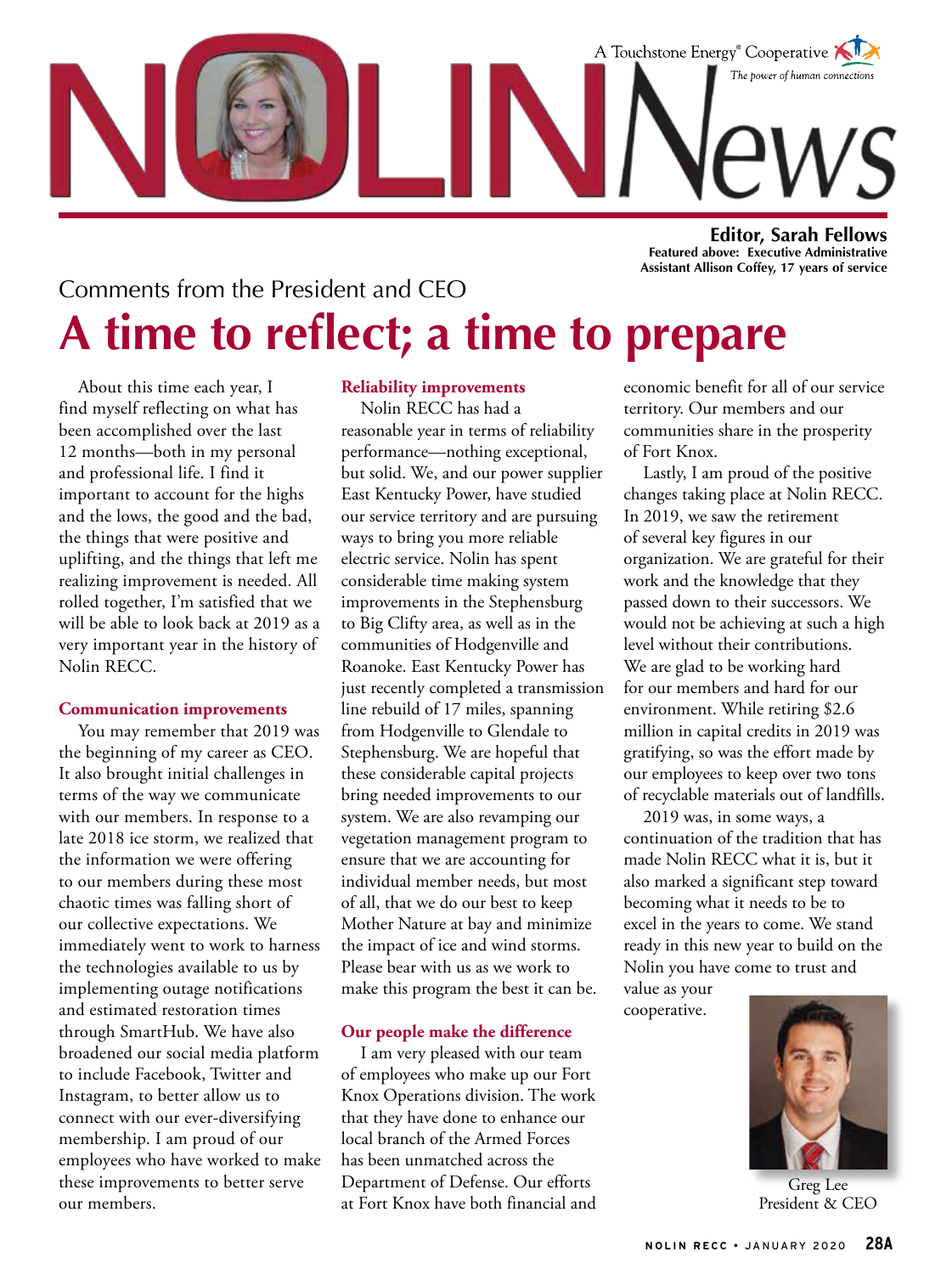# NOLIN News

A Touchstone Energy® Cooperative
*The power of human connections*

**Editor, Sarah Fellows**
**Featured above: Executive Administrative Assistant Allison Coffey, 17 years of service**

## Comments from the President and CEO

# A time to reflect; a time to prepare

About this time each year, I find myself reflecting on what has been accomplished over the last 12 months—both in my personal and professional life. I find it important to account for the highs and the lows, the good and the bad, the things that were positive and uplifting, and the things that left me realizing improvement is needed. All rolled together, I'm satisfied that we will be able to look back at 2019 as a very important year in the history of Nolin RECC.

### Communication improvements

You may remember that 2019 was the beginning of my career as CEO. It also brought initial challenges in terms of the way we communicate with our members. In response to a late 2018 ice storm, we realized that the information we were offering to our members during these most chaotic times was falling short of our collective expectations. We immediately went to work to harness the technologies available to us by implementing outage notifications and estimated restoration times through SmartHub. We have also broadened our social media platform to include Facebook, Twitter and Instagram, to better allow us to connect with our ever-diversifying membership. I am proud of our employees who have worked to make these improvements to better serve our members.

### Reliability improvements

Nolin RECC has had a reasonable year in terms of reliability performance—nothing exceptional, but solid. We, and our power supplier East Kentucky Power, have studied our service territory and are pursuing ways to bring you more reliable electric service. Nolin has spent considerable time making system improvements in the Stephensburg to Big Clifty area, as well as in the communities of Hodgenville and Roanoke. East Kentucky Power has just recently completed a transmission line rebuild of 17 miles, spanning from Hodgenville to Glendale to Stephensburg. We are hopeful that these considerable capital projects bring needed improvements to our system. We are also revamping our vegetation management program to ensure that we are accounting for individual member needs, but most of all, that we do our best to keep Mother Nature at bay and minimize the impact of ice and wind storms. Please bear with us as we work to make this program the best it can be.

### Our people make the difference

I am very pleased with our team of employees who make up our Fort Knox Operations division. The work that they have done to enhance our local branch of the Armed Forces has been unmatched across the Department of Defense. Our efforts at Fort Knox have both financial and economic benefit for all of our service territory. Our members and our communities share in the prosperity of Fort Knox.

Lastly, I am proud of the positive changes taking place at Nolin RECC. In 2019, we saw the retirement of several key figures in our organization. We are grateful for their work and the knowledge that they passed down to their successors. We would not be achieving at such a high level without their contributions. We are glad to be working hard for our members and hard for our environment. While retiring $2.6 million in capital credits in 2019 was gratifying, so was the effort made by our employees to keep over two tons of recyclable materials out of landfills.

2019 was, in some ways, a continuation of the tradition that has made Nolin RECC what it is, but it also marked a significant step toward becoming what it needs to be to excel in the years to come. We stand ready in this new year to build on the Nolin you have come to trust and value as your cooperative.

Greg Lee
President & CEO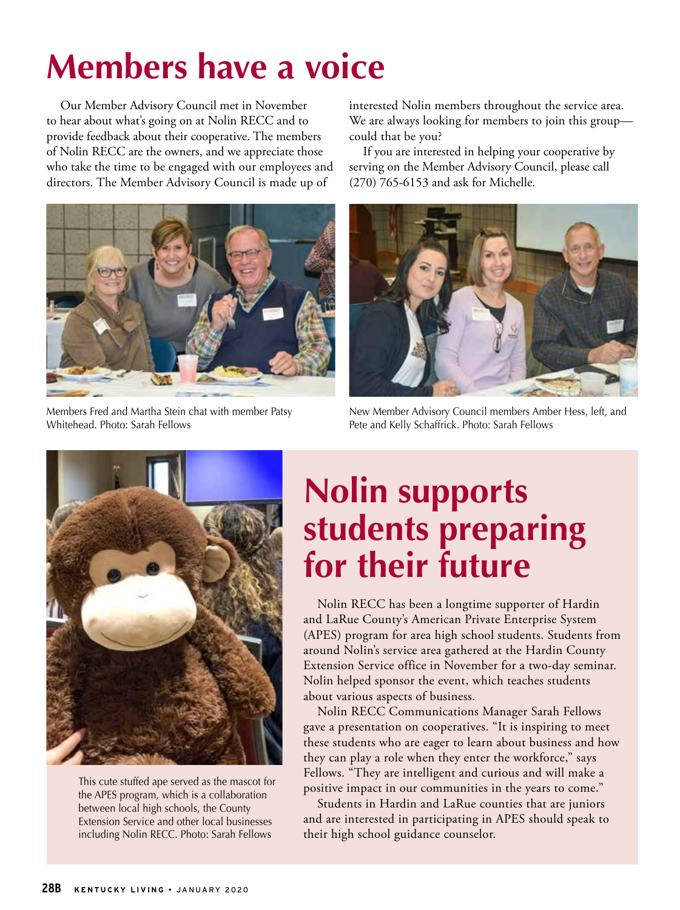# Members have a voice

Our Member Advisory Council met in November to hear about what's going on at Nolin RECC and to provide feedback about their cooperative. The members of Nolin RECC are the owners, and we appreciate those who take the time to be engaged with our employees and directors. The Member Advisory Council is made up of interested Nolin members throughout the service area. We are always looking for members to join this group—could that be you?

If you are interested in helping your cooperative by serving on the Member Advisory Council, please call (270) 765-6153 and ask for Michelle.

Members Fred and Martha Stein chat with member Patsy Whitehead. Photo: Sarah Fellows

New Member Advisory Council members Amber Hess, left, and Pete and Kelly Schaffrick. Photo: Sarah Fellows

This cute stuffed ape served as the mascot for the APES program, which is a collaboration between local high schools, the County Extension Service and other local businesses including Nolin RECC. Photo: Sarah Fellows

# Nolin supports students preparing for their future

Nolin RECC has been a longtime supporter of Hardin and LaRue County's American Private Enterprise System (APES) program for area high school students. Students from around Nolin's service area gathered at the Hardin County Extension Service office in November for a two-day seminar. Nolin helped sponsor the event, which teaches students about various aspects of business.

Nolin RECC Communications Manager Sarah Fellows gave a presentation on cooperatives. "It is inspiring to meet these students who are eager to learn about business and how they can play a role when they enter the workforce," says Fellows. "They are intelligent and curious and will make a positive impact in our communities in the years to come."

Students in Hardin and LaRue counties that are juniors and are interested in participating in APES should speak to their high school guidance counselor.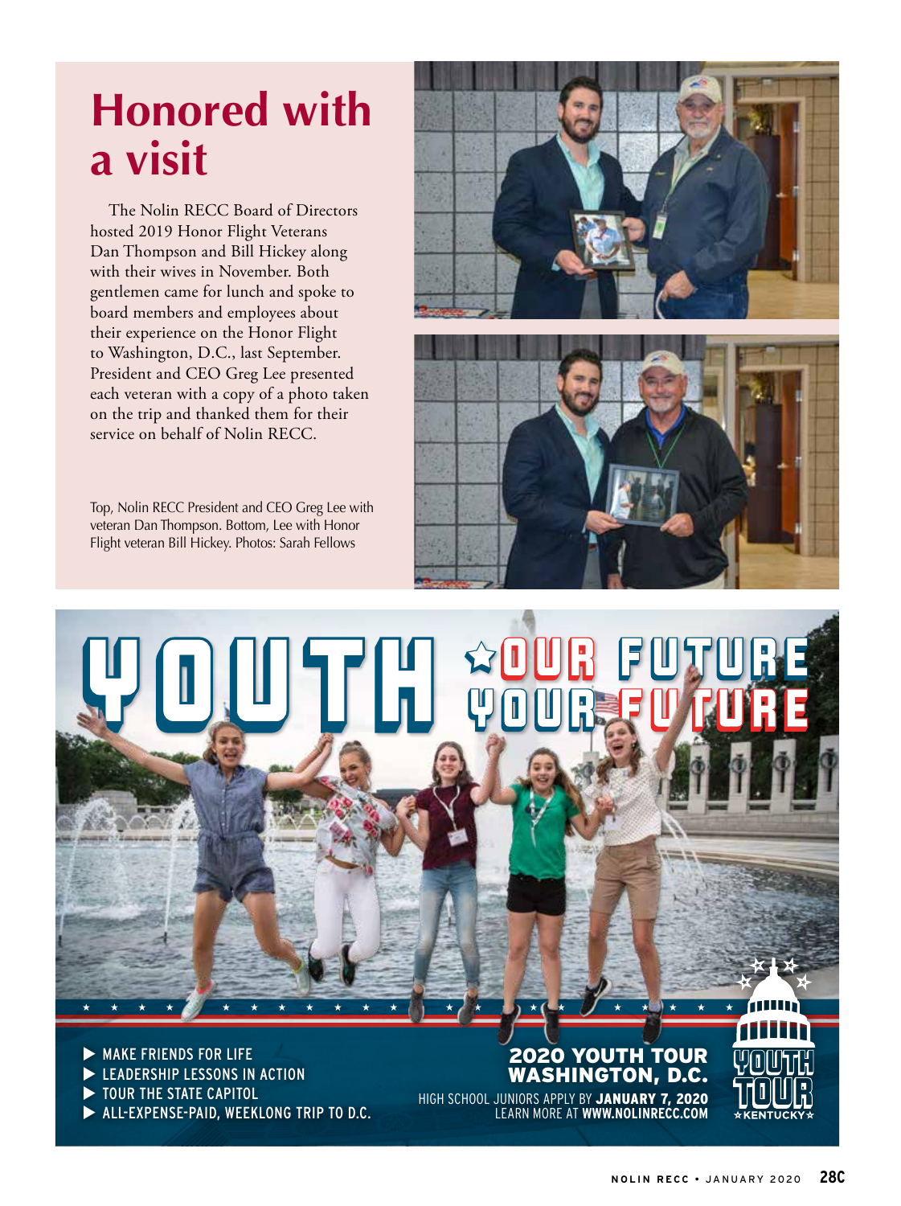# Honored with a visit

The Nolin RECC Board of Directors hosted 2019 Honor Flight Veterans Dan Thompson and Bill Hickey along with their wives in November. Both gentlemen came for lunch and spoke to board members and employees about their experience on the Honor Flight to Washington, D.C., last September. President and CEO Greg Lee presented each veteran with a copy of a photo taken on the trip and thanked them for their service on behalf of Nolin RECC.

Top, Nolin RECC President and CEO Greg Lee with veteran Dan Thompson. Bottom, Lee with Honor Flight veteran Bill Hickey. Photos: Sarah Fellows

# YOUTH ☆OUR FUTURE YOUR FUTURE

- MAKE FRIENDS FOR LIFE
- LEADERSHIP LESSONS IN ACTION
- TOUR THE STATE CAPITOL
- ALL-EXPENSE-PAID, WEEKLONG TRIP TO D.C.

**2020 YOUTH TOUR WASHINGTON, D.C.**

HIGH SCHOOL JUNIORS APPLY BY **JANUARY 7, 2020**
LEARN MORE AT **WWW.NOLINRECC.COM**

YOUTH TOUR ☆KENTUCKY☆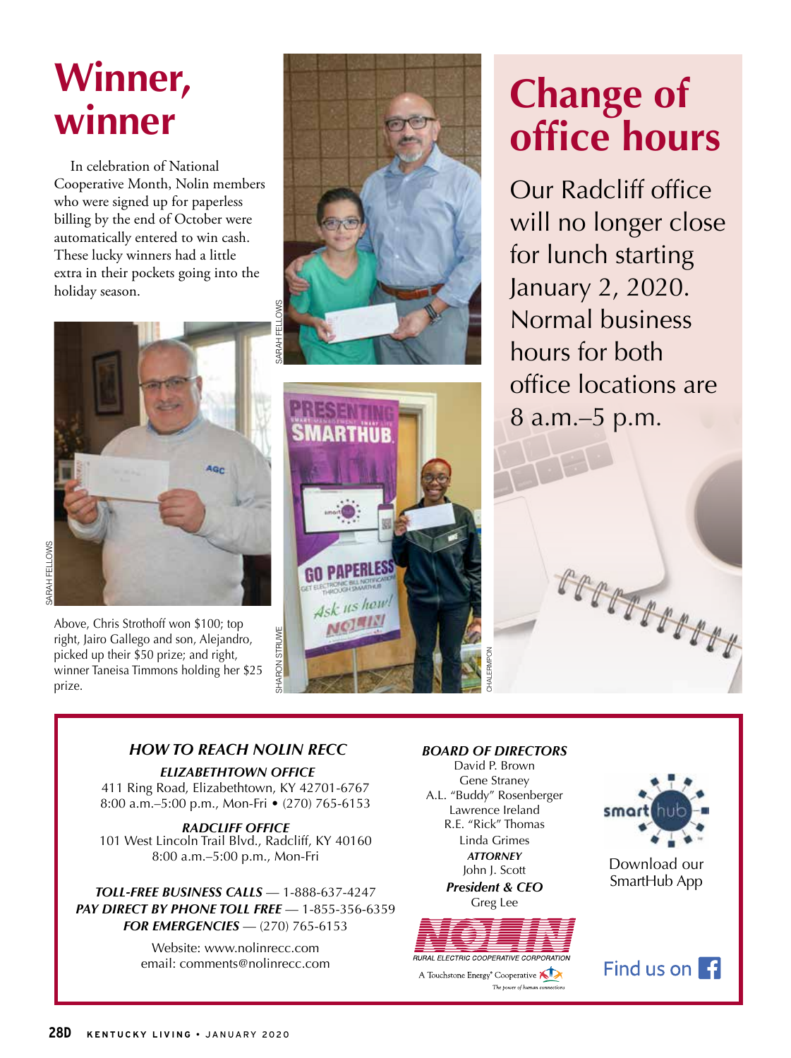# Winner, winner

In celebration of National Cooperative Month, Nolin members who were signed up for paperless billing by the end of October were automatically entered to win cash. These lucky winners had a little extra in their pockets going into the holiday season.

SARAH FELLOWS

SARAH FELLOWS

SHARON STRUWE

Above, Chris Strothoff won $100; top right, Jairo Gallego and son, Alejandro, picked up their $50 prize; and right, winner Taneisa Timmons holding her $25 prize.

# Change of office hours

Our Radcliff office will no longer close for lunch starting January 2, 2020. Normal business hours for both office locations are 8 a.m.–5 p.m.

CHALERMPON

### *HOW TO REACH NOLIN RECC*

***ELIZABETHTOWN OFFICE***
411 Ring Road, Elizabethtown, KY 42701-6767
8:00 a.m.–5:00 p.m., Mon-Fri • (270) 765-6153

***RADCLIFF OFFICE***
101 West Lincoln Trail Blvd., Radcliff, KY 40160
8:00 a.m.–5:00 p.m., Mon-Fri

***TOLL-FREE BUSINESS CALLS*** — 1-888-637-4247
***PAY DIRECT BY PHONE TOLL FREE*** — 1-855-356-6359
***FOR EMERGENCIES*** — (270) 765-6153

Website: www.nolinrecc.com
email: comments@nolinrecc.com

### *BOARD OF DIRECTORS*

David P. Brown
Gene Straney
A.L. "Buddy" Rosenberger
Lawrence Ireland
R.E. "Rick" Thomas
Linda Grimes

***ATTORNEY***
John J. Scott

***President & CEO***
Greg Lee

NOLIN
RURAL ELECTRIC COOPERATIVE CORPORATION
A Touchstone Energy® Cooperative
The power of human connections

smart hub

Download our SmartHub App

Find us on Facebook